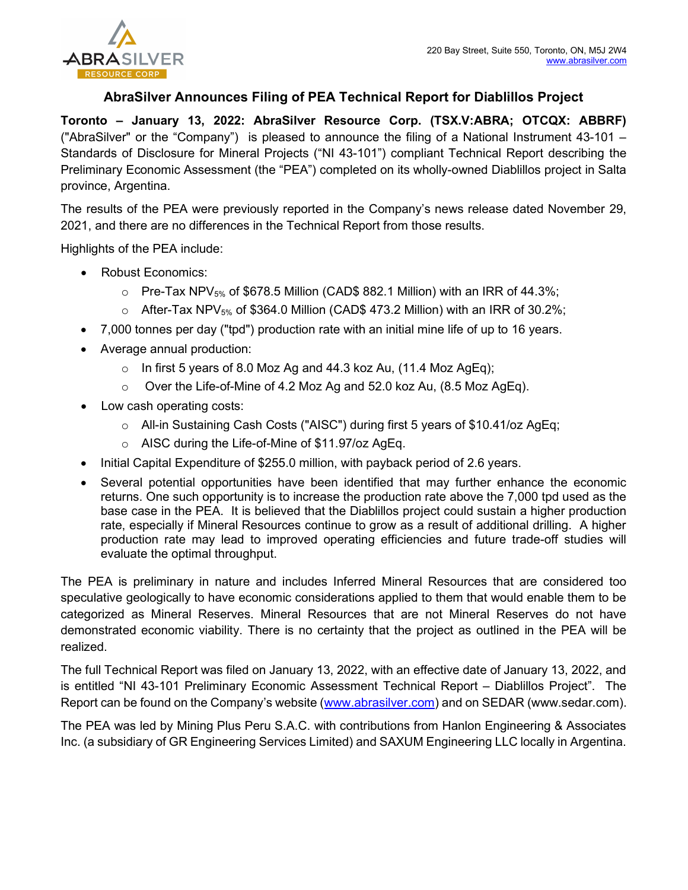220 Bay Street, Suite 550, Toronto, ON, M5J 2W4
www.abrasilver.com

# AbraSilver Announces Filing of PEA Technical Report for Diablillos Project

**Toronto – January 13, 2022: AbraSilver Resource Corp. (TSX.V:ABRA; OTCQX: ABBRF)** ("AbraSilver" or the "Company") is pleased to announce the filing of a National Instrument 43-101 – Standards of Disclosure for Mineral Projects ("NI 43-101") compliant Technical Report describing the Preliminary Economic Assessment (the "PEA") completed on its wholly-owned Diablillos project in Salta province, Argentina.

The results of the PEA were previously reported in the Company's news release dated November 29, 2021, and there are no differences in the Technical Report from those results.

Highlights of the PEA include:

- Robust Economics:
  - Pre-Tax $NPV_{5\%}$ of $678.5 Million (CAD$ 882.1 Million) with an IRR of 44.3%;
  - After-Tax $NPV_{5\%}$ of $364.0 Million (CAD$ 473.2 Million) with an IRR of 30.2%;
- 7,000 tonnes per day ("tpd") production rate with an initial mine life of up to 16 years.
- Average annual production:
  - In first 5 years of 8.0 Moz Ag and 44.3 koz Au, (11.4 Moz AgEq);
  - Over the Life-of-Mine of 4.2 Moz Ag and 52.0 koz Au, (8.5 Moz AgEq).
- Low cash operating costs:
  - All-in Sustaining Cash Costs ("AISC") during first 5 years of $10.41/oz AgEq;
  - AISC during the Life-of-Mine of $11.97/oz AgEq.
- Initial Capital Expenditure of $255.0 million, with payback period of 2.6 years.
- Several potential opportunities have been identified that may further enhance the economic returns. One such opportunity is to increase the production rate above the 7,000 tpd used as the base case in the PEA. It is believed that the Diablillos project could sustain a higher production rate, especially if Mineral Resources continue to grow as a result of additional drilling. A higher production rate may lead to improved operating efficiencies and future trade-off studies will evaluate the optimal throughput.

The PEA is preliminary in nature and includes Inferred Mineral Resources that are considered too speculative geologically to have economic considerations applied to them that would enable them to be categorized as Mineral Reserves. Mineral Resources that are not Mineral Reserves do not have demonstrated economic viability. There is no certainty that the project as outlined in the PEA will be realized.

The full Technical Report was filed on January 13, 2022, with an effective date of January 13, 2022, and is entitled "NI 43-101 Preliminary Economic Assessment Technical Report – Diablillos Project". The Report can be found on the Company's website (www.abrasilver.com) and on SEDAR (www.sedar.com).

The PEA was led by Mining Plus Peru S.A.C. with contributions from Hanlon Engineering & Associates Inc. (a subsidiary of GR Engineering Services Limited) and SAXUM Engineering LLC locally in Argentina.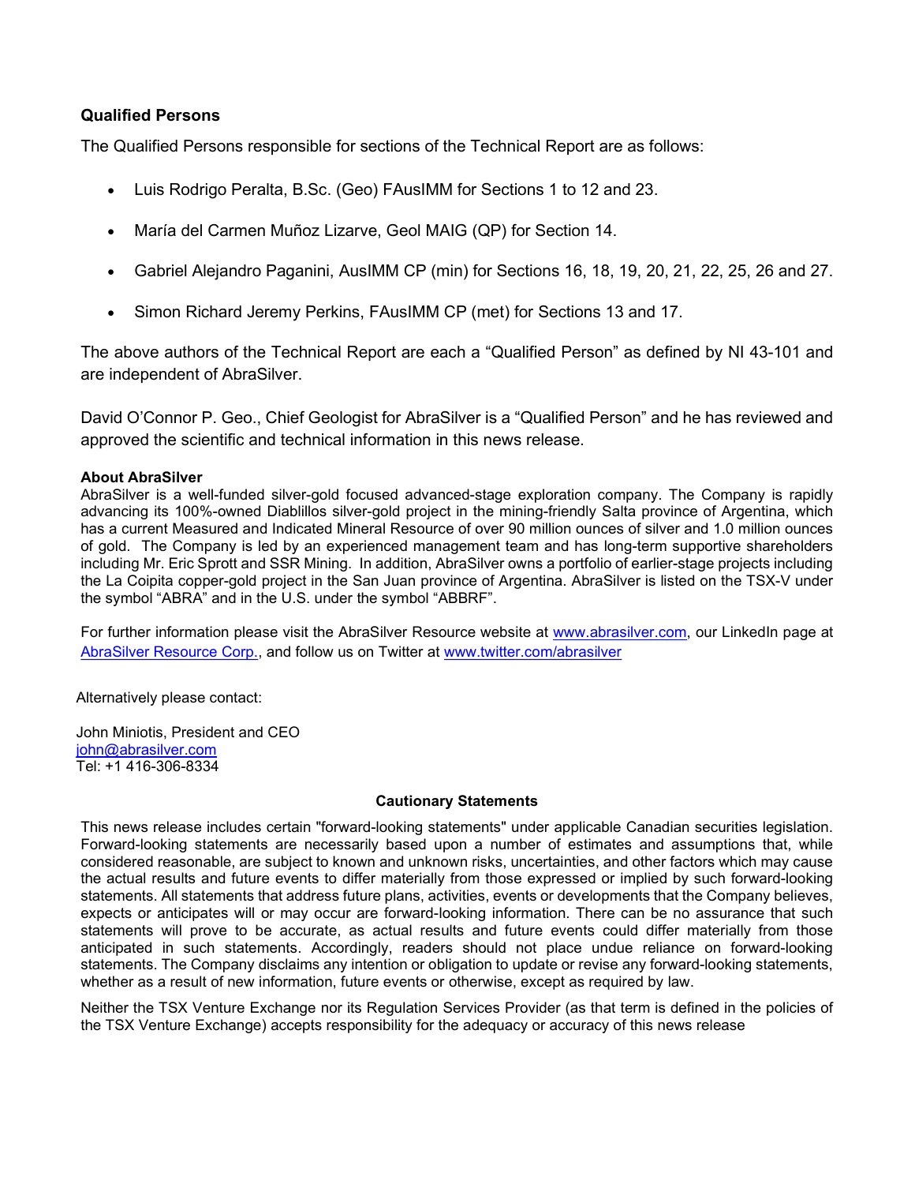## Qualified Persons

The Qualified Persons responsible for sections of the Technical Report are as follows:

- Luis Rodrigo Peralta, B.Sc. (Geo) FAusIMM for Sections 1 to 12 and 23.
- María del Carmen Muñoz Lizarve, Geol MAIG (QP) for Section 14.
- Gabriel Alejandro Paganini, AusIMM CP (min) for Sections 16, 18, 19, 20, 21, 22, 25, 26 and 27.
- Simon Richard Jeremy Perkins, FAusIMM CP (met) for Sections 13 and 17.

The above authors of the Technical Report are each a "Qualified Person" as defined by NI 43-101 and are independent of AbraSilver.

David O'Connor P. Geo., Chief Geologist for AbraSilver is a "Qualified Person" and he has reviewed and approved the scientific and technical information in this news release.

**About AbraSilver**

AbraSilver is a well-funded silver-gold focused advanced-stage exploration company. The Company is rapidly advancing its 100%-owned Diablillos silver-gold project in the mining-friendly Salta province of Argentina, which has a current Measured and Indicated Mineral Resource of over 90 million ounces of silver and 1.0 million ounces of gold. The Company is led by an experienced management team and has long-term supportive shareholders including Mr. Eric Sprott and SSR Mining. In addition, AbraSilver owns a portfolio of earlier-stage projects including the La Coipita copper-gold project in the San Juan province of Argentina. AbraSilver is listed on the TSX-V under the symbol "ABRA" and in the U.S. under the symbol "ABBRF".

For further information please visit the AbraSilver Resource website at www.abrasilver.com, our LinkedIn page at AbraSilver Resource Corp., and follow us on Twitter at www.twitter.com/abrasilver

Alternatively please contact:

John Miniotis, President and CEO
john@abrasilver.com
Tel: +1 416-306-8334

**Cautionary Statements**

This news release includes certain "forward-looking statements" under applicable Canadian securities legislation. Forward-looking statements are necessarily based upon a number of estimates and assumptions that, while considered reasonable, are subject to known and unknown risks, uncertainties, and other factors which may cause the actual results and future events to differ materially from those expressed or implied by such forward-looking statements. All statements that address future plans, activities, events or developments that the Company believes, expects or anticipates will or may occur are forward-looking information. There can be no assurance that such statements will prove to be accurate, as actual results and future events could differ materially from those anticipated in such statements. Accordingly, readers should not place undue reliance on forward-looking statements. The Company disclaims any intention or obligation to update or revise any forward-looking statements, whether as a result of new information, future events or otherwise, except as required by law.

Neither the TSX Venture Exchange nor its Regulation Services Provider (as that term is defined in the policies of the TSX Venture Exchange) accepts responsibility for the adequacy or accuracy of this news release